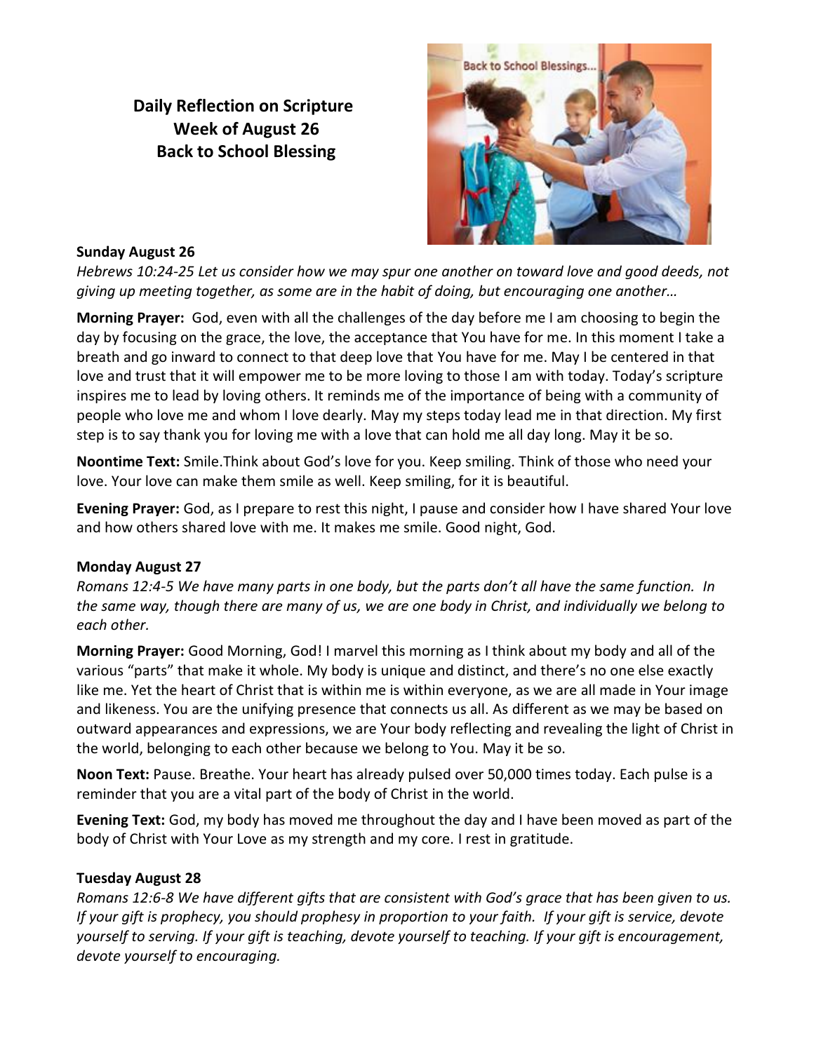# Daily Reflection on Scripture
## Week of August 26
## Back to School Blessing

**Sunday August 26**

*Hebrews 10:24-25 Let us consider how we may spur one another on toward love and good deeds, not giving up meeting together, as some are in the habit of doing, but encouraging one another…*

**Morning Prayer:** God, even with all the challenges of the day before me I am choosing to begin the day by focusing on the grace, the love, the acceptance that You have for me. In this moment I take a breath and go inward to connect to that deep love that You have for me. May I be centered in that love and trust that it will empower me to be more loving to those I am with today. Today's scripture inspires me to lead by loving others. It reminds me of the importance of being with a community of people who love me and whom I love dearly. May my steps today lead me in that direction. My first step is to say thank you for loving me with a love that can hold me all day long. May it be so.

**Noontime Text:** Smile.Think about God's love for you. Keep smiling. Think of those who need your love. Your love can make them smile as well. Keep smiling, for it is beautiful.

**Evening Prayer:** God, as I prepare to rest this night, I pause and consider how I have shared Your love and how others shared love with me. It makes me smile. Good night, God.

**Monday August 27**

*Romans 12:4-5 We have many parts in one body, but the parts don't all have the same function. In the same way, though there are many of us, we are one body in Christ, and individually we belong to each other.*

**Morning Prayer:** Good Morning, God! I marvel this morning as I think about my body and all of the various "parts" that make it whole. My body is unique and distinct, and there's no one else exactly like me. Yet the heart of Christ that is within me is within everyone, as we are all made in Your image and likeness. You are the unifying presence that connects us all. As different as we may be based on outward appearances and expressions, we are Your body reflecting and revealing the light of Christ in the world, belonging to each other because we belong to You. May it be so.

**Noon Text:** Pause. Breathe. Your heart has already pulsed over 50,000 times today. Each pulse is a reminder that you are a vital part of the body of Christ in the world.

**Evening Text:** God, my body has moved me throughout the day and I have been moved as part of the body of Christ with Your Love as my strength and my core. I rest in gratitude.

**Tuesday August 28**

*Romans 12:6-8 We have different gifts that are consistent with God's grace that has been given to us. If your gift is prophecy, you should prophesy in proportion to your faith. If your gift is service, devote yourself to serving. If your gift is teaching, devote yourself to teaching. If your gift is encouragement, devote yourself to encouraging.*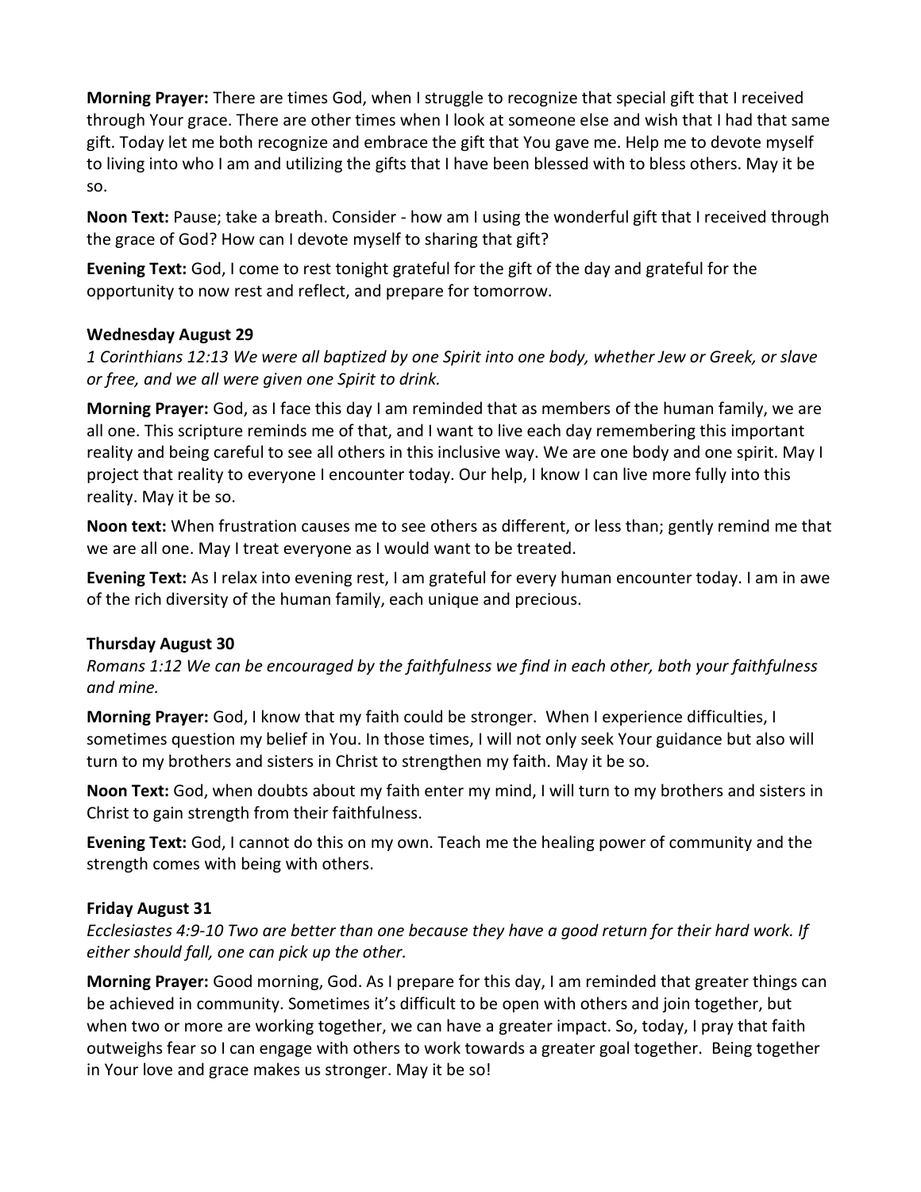**Morning Prayer:** There are times God, when I struggle to recognize that special gift that I received through Your grace. There are other times when I look at someone else and wish that I had that same gift. Today let me both recognize and embrace the gift that You gave me. Help me to devote myself to living into who I am and utilizing the gifts that I have been blessed with to bless others. May it be so.

**Noon Text:** Pause; take a breath. Consider - how am I using the wonderful gift that I received through the grace of God? How can I devote myself to sharing that gift?

**Evening Text:** God, I come to rest tonight grateful for the gift of the day and grateful for the opportunity to now rest and reflect, and prepare for tomorrow.

**Wednesday August 29**

*1 Corinthians 12:13 We were all baptized by one Spirit into one body, whether Jew or Greek, or slave or free, and we all were given one Spirit to drink.*

**Morning Prayer:** God, as I face this day I am reminded that as members of the human family, we are all one. This scripture reminds me of that, and I want to live each day remembering this important reality and being careful to see all others in this inclusive way. We are one body and one spirit. May I project that reality to everyone I encounter today. Our help, I know I can live more fully into this reality. May it be so.

**Noon text:** When frustration causes me to see others as different, or less than; gently remind me that we are all one. May I treat everyone as I would want to be treated.

**Evening Text:** As I relax into evening rest, I am grateful for every human encounter today. I am in awe of the rich diversity of the human family, each unique and precious.

**Thursday August 30**

*Romans 1:12 We can be encouraged by the faithfulness we find in each other, both your faithfulness and mine.*

**Morning Prayer:** God, I know that my faith could be stronger. When I experience difficulties, I sometimes question my belief in You. In those times, I will not only seek Your guidance but also will turn to my brothers and sisters in Christ to strengthen my faith. May it be so.

**Noon Text:** God, when doubts about my faith enter my mind, I will turn to my brothers and sisters in Christ to gain strength from their faithfulness.

**Evening Text:** God, I cannot do this on my own. Teach me the healing power of community and the strength comes with being with others.

**Friday August 31**

*Ecclesiastes 4:9-10 Two are better than one because they have a good return for their hard work. If either should fall, one can pick up the other.*

**Morning Prayer:** Good morning, God. As I prepare for this day, I am reminded that greater things can be achieved in community. Sometimes it's difficult to be open with others and join together, but when two or more are working together, we can have a greater impact. So, today, I pray that faith outweighs fear so I can engage with others to work towards a greater goal together. Being together in Your love and grace makes us stronger. May it be so!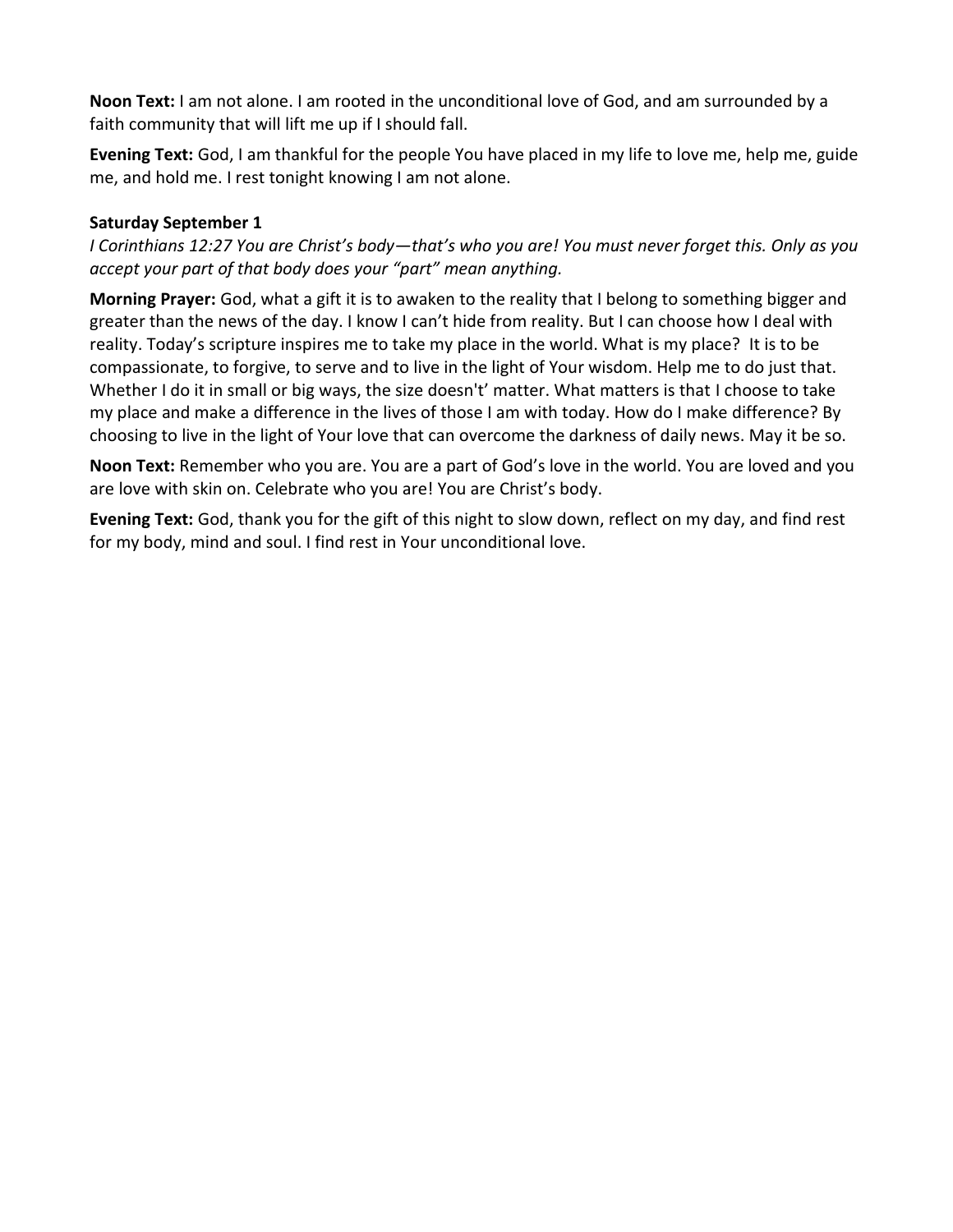**Noon Text:** I am not alone. I am rooted in the unconditional love of God, and am surrounded by a faith community that will lift me up if I should fall.

**Evening Text:** God, I am thankful for the people You have placed in my life to love me, help me, guide me, and hold me. I rest tonight knowing I am not alone.

**Saturday September 1**

*I Corinthians 12:27 You are Christ's body—that's who you are! You must never forget this. Only as you accept your part of that body does your "part" mean anything.*

**Morning Prayer:** God, what a gift it is to awaken to the reality that I belong to something bigger and greater than the news of the day. I know I can't hide from reality. But I can choose how I deal with reality. Today's scripture inspires me to take my place in the world. What is my place? It is to be compassionate, to forgive, to serve and to live in the light of Your wisdom. Help me to do just that. Whether I do it in small or big ways, the size doesn't' matter. What matters is that I choose to take my place and make a difference in the lives of those I am with today. How do I make difference? By choosing to live in the light of Your love that can overcome the darkness of daily news. May it be so.

**Noon Text:** Remember who you are. You are a part of God's love in the world. You are loved and you are love with skin on. Celebrate who you are! You are Christ's body.

**Evening Text:** God, thank you for the gift of this night to slow down, reflect on my day, and find rest for my body, mind and soul. I find rest in Your unconditional love.